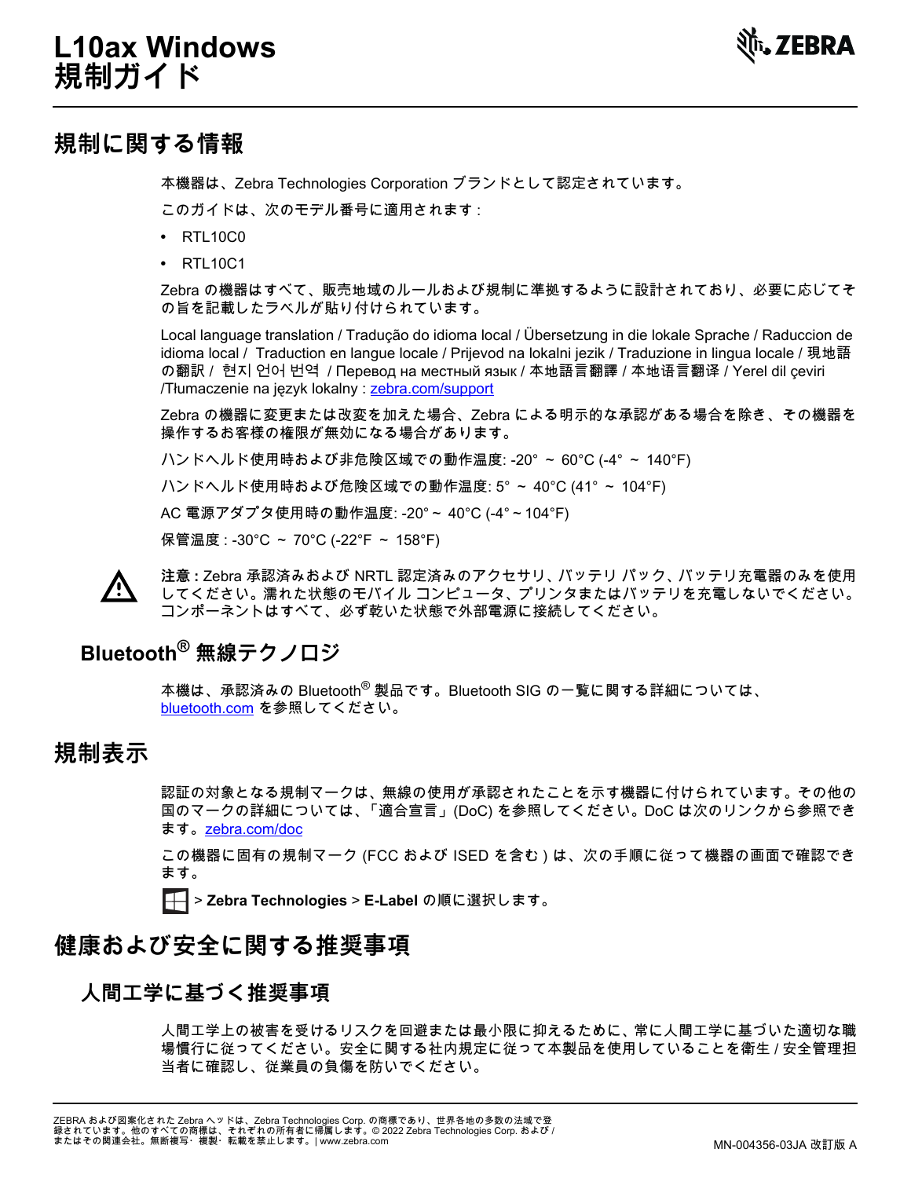# L10ax Windows 規制ガイド

## 規制に関する情報

本機器は、Zebra Technologies Corporation ブランドとして認定されています。

このガイドは、次のモデル番号に適用されます :

- RTL10C0
- RTL10C1

Zebra の機器はすべて、販売地域のルールおよび規制に準拠するように設計されており、必要に応じてその旨を記載したラベルが貼り付けられています。

Local language translation / Tradução do idioma local / Übersetzung in die lokale Sprache / Raduccion de idioma local / Traduction en langue locale / Prijevod na lokalni jezik / Traduzione in lingua locale / 現地語の翻訳 / 현지 언어 번역 / Перевод на местный язык / 本地語言翻譯 / 本地语言翻译 / Yerel dil çeviri /Tłumaczenie na język lokalny : zebra.com/support

Zebra の機器に変更または改変を加えた場合、Zebra による明示的な承認がある場合を除き、その機器を操作するお客様の権限が無効になる場合があります。

ハンドヘルド使用時および非危険区域での動作温度: -20° ~ 60°C (-4° ~ 140°F)

ハンドヘルド使用時および危険区域での動作温度: 5° ~ 40°C (41° ~ 104°F)

AC 電源アダプタ使用時の動作温度: -20° ~ 40°C (-4° ~ 104°F)

保管温度 : -30°C ~ 70°C (-22°F ~ 158°F)

**注意 :** Zebra 承認済みおよび NRTL 認定済みのアクセサリ、バッテリ パック、バッテリ充電器のみを使用してください。濡れた状態のモバイル コンピュータ、プリンタまたはバッテリを充電しないでください。コンポーネントはすべて、必ず乾いた状態で外部電源に接続してください。

### Bluetooth® 無線テクノロジ

本機は、承認済みの Bluetooth® 製品です。Bluetooth SIG の一覧に関する詳細については、bluetooth.com を参照してください。

## 規制表示

認証の対象となる規制マークは、無線の使用が承認されたことを示す機器に付けられています。その他の国のマークの詳細については、「適合宣言」(DoC) を参照してください。DoC は次のリンクから参照できます。zebra.com/doc

この機器に固有の規制マーク (FCC および ISED を含む ) は、次の手順に従って機器の画面で確認できます。

> **Zebra Technologies** > **E-Label** の順に選択します。

## 健康および安全に関する推奨事項

### 人間工学に基づく推奨事項

人間工学上の被害を受けるリスクを回避または最小限に抑えるために、常に人間工学に基づいた適切な職場慣行に従ってください。安全に関する社内規定に従って本製品を使用していることを衛生 / 安全管理担当者に確認し、従業員の負傷を防いでください。

ZEBRA および図案化された Zebra ヘッドは、Zebra Technologies Corp. の商標であり、世界各地の多数の法域で登録されています。他のすべての商標は、それぞれの所有者に帰属します。© 2022 Zebra Technologies Corp. および / またはその関連会社。無断複写・複製・転載を禁止します。| www.zebra.com

MN-004356-03JA 改訂版 A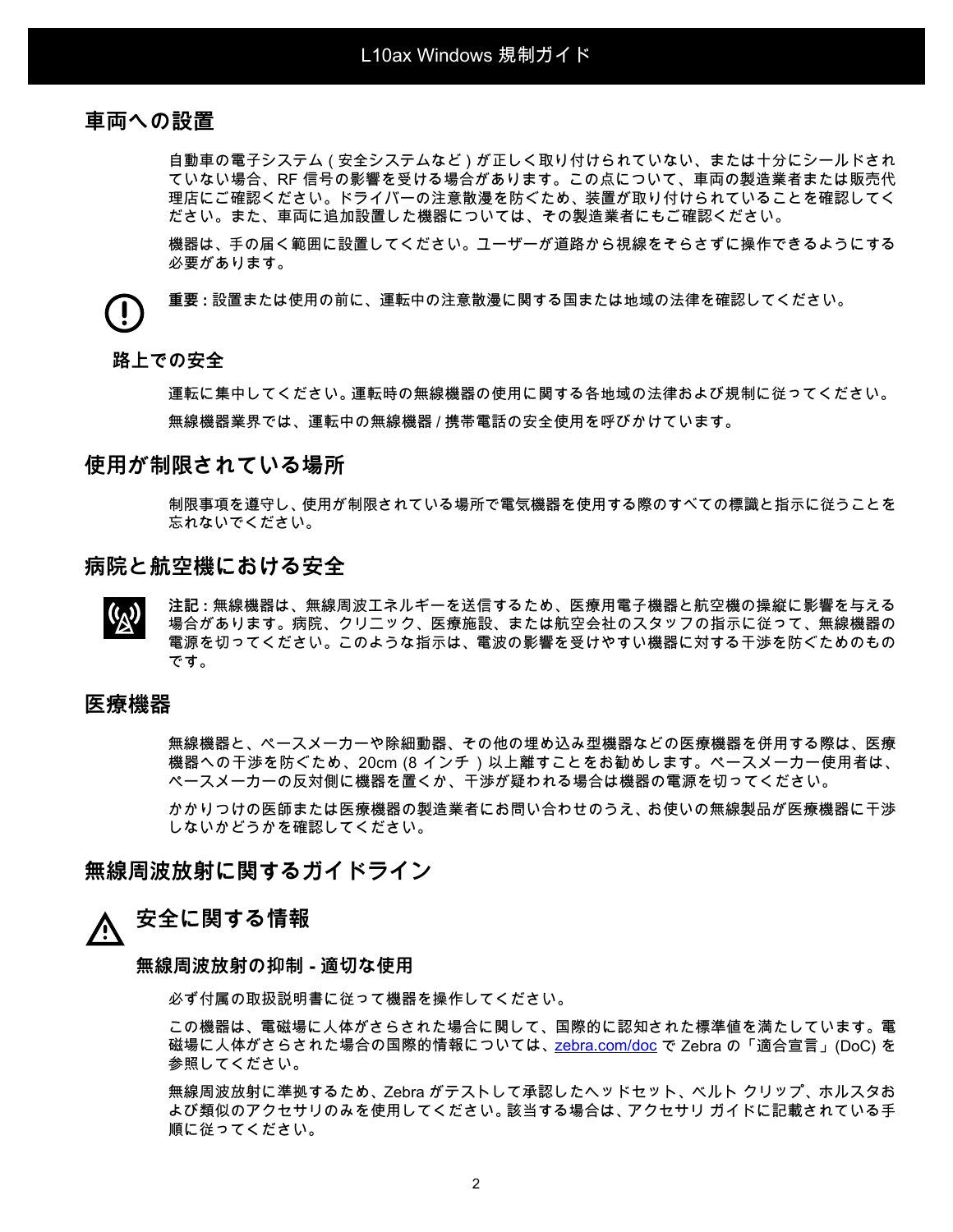## 車両への設置

自動車の電子システム ( 安全システムなど ) が正しく取り付けられていない、または十分にシールドされていない場合、RF 信号の影響を受ける場合があります。この点について、車両の製造業者または販売代理店にご確認ください。ドライバーの注意散漫を防ぐため、装置が取り付けられていることを確認してください。また、車両に追加設置した機器については、その製造業者にもご確認ください。

機器は、手の届く範囲に設置してください。ユーザーが道路から視線をそらさずに操作できるようにする必要があります。

**重要 :** 設置または使用の前に、運転中の注意散漫に関する国または地域の法律を確認してください。

### 路上での安全

運転に集中してください。運転時の無線機器の使用に関する各地域の法律および規制に従ってください。

無線機器業界では、運転中の無線機器 / 携帯電話の安全使用を呼びかけています。

## 使用が制限されている場所

制限事項を遵守し、使用が制限されている場所で電気機器を使用する際のすべての標識と指示に従うことを忘れないでください。

## 病院と航空機における安全

**注記 :** 無線機器は、無線周波エネルギーを送信するため、医療用電子機器と航空機の操縦に影響を与える場合があります。病院、クリニック、医療施設、または航空会社のスタッフの指示に従って、無線機器の電源を切ってください。このような指示は、電波の影響を受けやすい機器に対する干渉を防ぐためのものです。

## 医療機器

無線機器と、ペースメーカーや除細動器、その他の埋め込み型機器などの医療機器を併用する際は、医療機器への干渉を防ぐため、20cm (8 インチ ) 以上離すことをお勧めします。ペースメーカー使用者は、ペースメーカーの反対側に機器を置くか、干渉が疑われる場合は機器の電源を切ってください。

かかりつけの医師または医療機器の製造業者にお問い合わせのうえ、お使いの無線製品が医療機器に干渉しないかどうかを確認してください。

## 無線周波放射に関するガイドライン

### 安全に関する情報

#### 無線周波放射の抑制 - 適切な使用

必ず付属の取扱説明書に従って機器を操作してください。

この機器は、電磁場に人体がさらされた場合に関して、国際的に認知された標準値を満たしています。電磁場に人体がさらされた場合の国際的情報については、zebra.com/doc で Zebra の「適合宣言」(DoC) を参照してください。

無線周波放射に準拠するため、Zebra がテストして承認したヘッドセット、ベルト クリップ、ホルスタおよび類似のアクセサリのみを使用してください。該当する場合は、アクセサリ ガイドに記載されている手順に従ってください。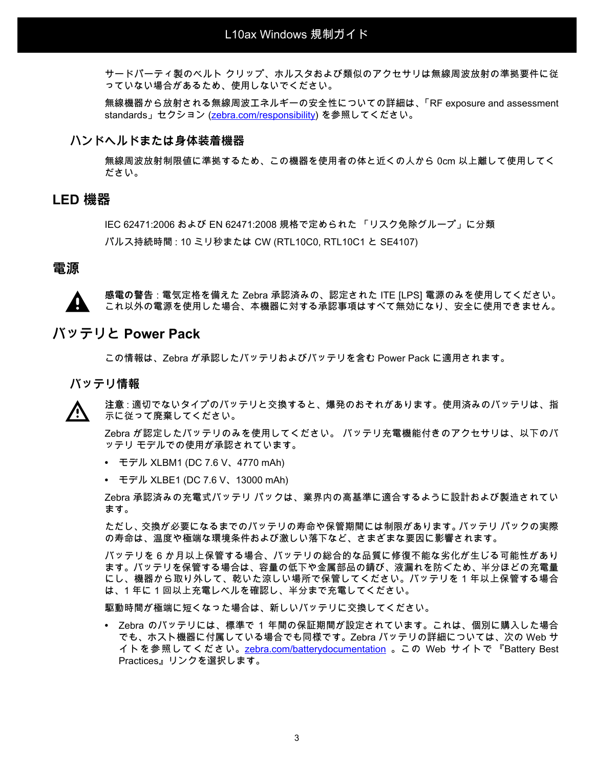サードパーティ製のベルト クリップ、ホルスタおよび類似のアクセサリは無線周波放射の準拠要件に従っていない場合があるため、使用しないでください。

無線機器から放射される無線周波エネルギーの安全性についての詳細は、「RF exposure and assessment standards」セクション (zebra.com/responsibility) を参照してください。

### ハンドヘルドまたは身体装着機器

無線周波放射制限値に準拠するため、この機器を使用者の体と近くの人から 0cm 以上離して使用してください。

## LED 機器

IEC 62471:2006 および EN 62471:2008 規格で定められた 「リスク免除グループ」に分類

パルス持続時間 : 10 ミリ秒または CW (RTL10C0, RTL10C1 と SE4107)

## 電源

**感電の警告** : 電気定格を備えた Zebra 承認済みの、認定された ITE [LPS] 電源のみを使用してください。これ以外の電源を使用した場合、本機器に対する承認事項はすべて無効になり、安全に使用できません。

## バッテリと Power Pack

この情報は、Zebra が承認したバッテリおよびバッテリを含む Power Pack に適用されます。

### バッテリ情報

**注意** : 適切でないタイプのバッテリと交換すると、爆発のおそれがあります。使用済みのバッテリは、指示に従って廃棄してください。

Zebra が認定したバッテリのみを使用してください。 バッテリ充電機能付きのアクセサリは、以下のバッテリ モデルでの使用が承認されています。

- モデル XLBM1 (DC 7.6 V、4770 mAh)
- モデル XLBE1 (DC 7.6 V、13000 mAh)

Zebra 承認済みの充電式バッテリ パックは、業界内の高基準に適合するように設計および製造されています。

ただし、交換が必要になるまでのバッテリの寿命や保管期間には制限があります。バッテリ パックの実際の寿命は、温度や極端な環境条件および激しい落下など、さまざまな要因に影響されます。

バッテリを 6 か月以上保管する場合、バッテリの総合的な品質に修復不能な劣化が生じる可能性があります。バッテリを保管する場合は、容量の低下や金属部品の錆び、液漏れを防ぐため、半分ほどの充電量にし、機器から取り外して、乾いた涼しい場所で保管してください。バッテリを 1 年以上保管する場合は、1 年に 1 回以上充電レベルを確認し、半分まで充電してください。

駆動時間が極端に短くなった場合は、新しいバッテリに交換してください。

- Zebra のバッテリには、標準で 1 年間の保証期間が設定されています。これは、個別に購入した場合でも、ホスト機器に付属している場合でも同様です。Zebra バッテリの詳細については、次の Web サイトを参照してください。zebra.com/batterydocumentation 。この Web サイトで 『Battery Best Practices』リンクを選択します。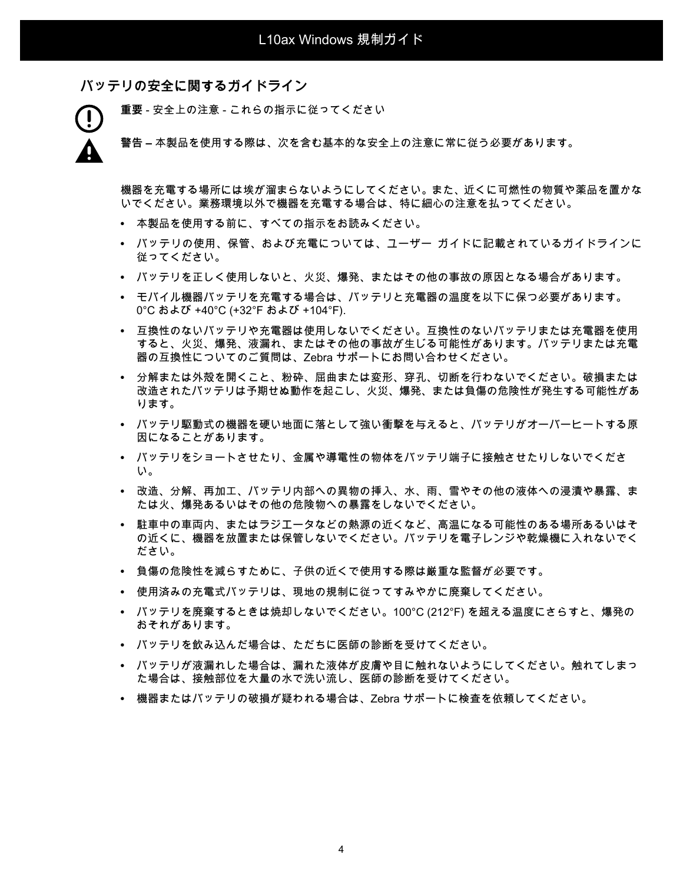## バッテリの安全に関するガイドライン

**重要** - 安全上の注意 - これらの指示に従ってください

**警告 –** 本製品を使用する際は、次を含む基本的な安全上の注意に常に従う必要があります。

機器を充電する場所には埃が溜まらないようにしてください。また、近くに可燃性の物質や薬品を置かないでください。業務環境以外で機器を充電する場合は、特に細心の注意を払ってください。

- 本製品を使用する前に、すべての指示をお読みください。
- バッテリの使用、保管、および充電については、ユーザー ガイドに記載されているガイドラインに従ってください。
- バッテリを正しく使用しないと、火災、爆発、またはその他の事故の原因となる場合があります。
- モバイル機器バッテリを充電する場合は、バッテリと充電器の温度を以下に保つ必要があります。0°C および +40°C (+32°F および +104°F).
- 互換性のないバッテリや充電器は使用しないでください。互換性のないバッテリまたは充電器を使用すると、火災、爆発、液漏れ、またはその他の事故が生じる可能性があります。バッテリまたは充電器の互換性についてのご質問は、Zebra サポートにお問い合わせください。
- 分解または外殻を開くこと、粉砕、屈曲または変形、穿孔、切断を行わないでください。破損または改造されたバッテリは予期せぬ動作を起こし、火災、爆発、または負傷の危険性が発生する可能性があります。
- バッテリ駆動式の機器を硬い地面に落として強い衝撃を与えると、バッテリがオーバーヒートする原因になることがあります。
- バッテリをショートさせたり、金属や導電性の物体をバッテリ端子に接触させたりしないでください。
- 改造、分解、再加工、バッテリ内部への異物の挿入、水、雨、雪やその他の液体への浸漬や暴露、または火、爆発あるいはその他の危険物への暴露をしないでください。
- 駐車中の車両内、またはラジエータなどの熱源の近くなど、高温になる可能性のある場所あるいはその近くに、機器を放置または保管しないでください。バッテリを電子レンジや乾燥機に入れないでください。
- 負傷の危険性を減らすために、子供の近くで使用する際は厳重な監督が必要です。
- 使用済みの充電式バッテリは、現地の規制に従ってすみやかに廃棄してください。
- バッテリを廃棄するときは焼却しないでください。100°C (212°F) を超える温度にさらすと、爆発のおそれがあります。
- バッテリを飲み込んだ場合は、ただちに医師の診断を受けてください。
- バッテリが液漏れした場合は、漏れた液体が皮膚や目に触れないようにしてください。触れてしまった場合は、接触部位を大量の水で洗い流し、医師の診断を受けてください。
- 機器またはバッテリの破損が疑われる場合は、Zebra サポートに検査を依頼してください。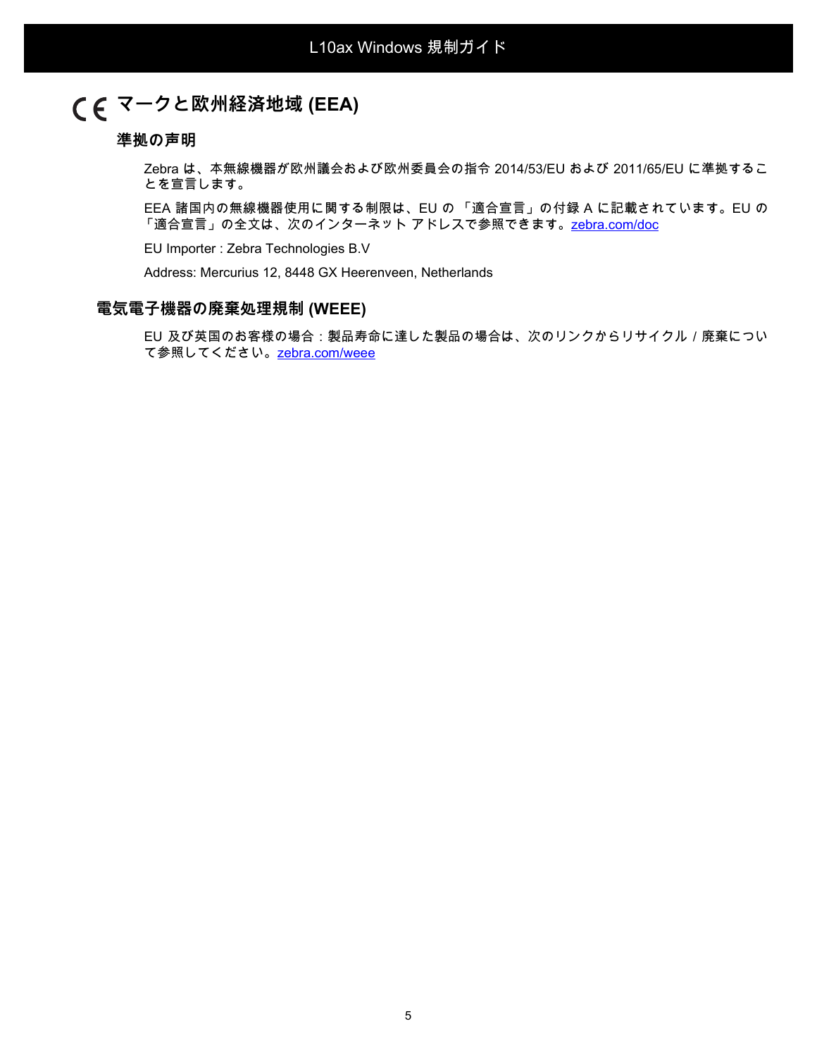## CE マークと欧州経済地域 (EEA)

### 準拠の声明

Zebra は、本無線機器が欧州議会および欧州委員会の指令 2014/53/EU および 2011/65/EU に準拠することを宣言します。

EEA 諸国内の無線機器使用に関する制限は、EU の 「適合宣言」の付録 A に記載されています。EU の「適合宣言」の全文は、次のインターネット アドレスで参照できます。zebra.com/doc

EU Importer : Zebra Technologies B.V

Address: Mercurius 12, 8448 GX Heerenveen, Netherlands

## 電気電子機器の廃棄処理規制 (WEEE)

EU 及び英国のお客様の場合 : 製品寿命に達した製品の場合は、次のリンクからリサイクル / 廃棄について参照してください。zebra.com/weee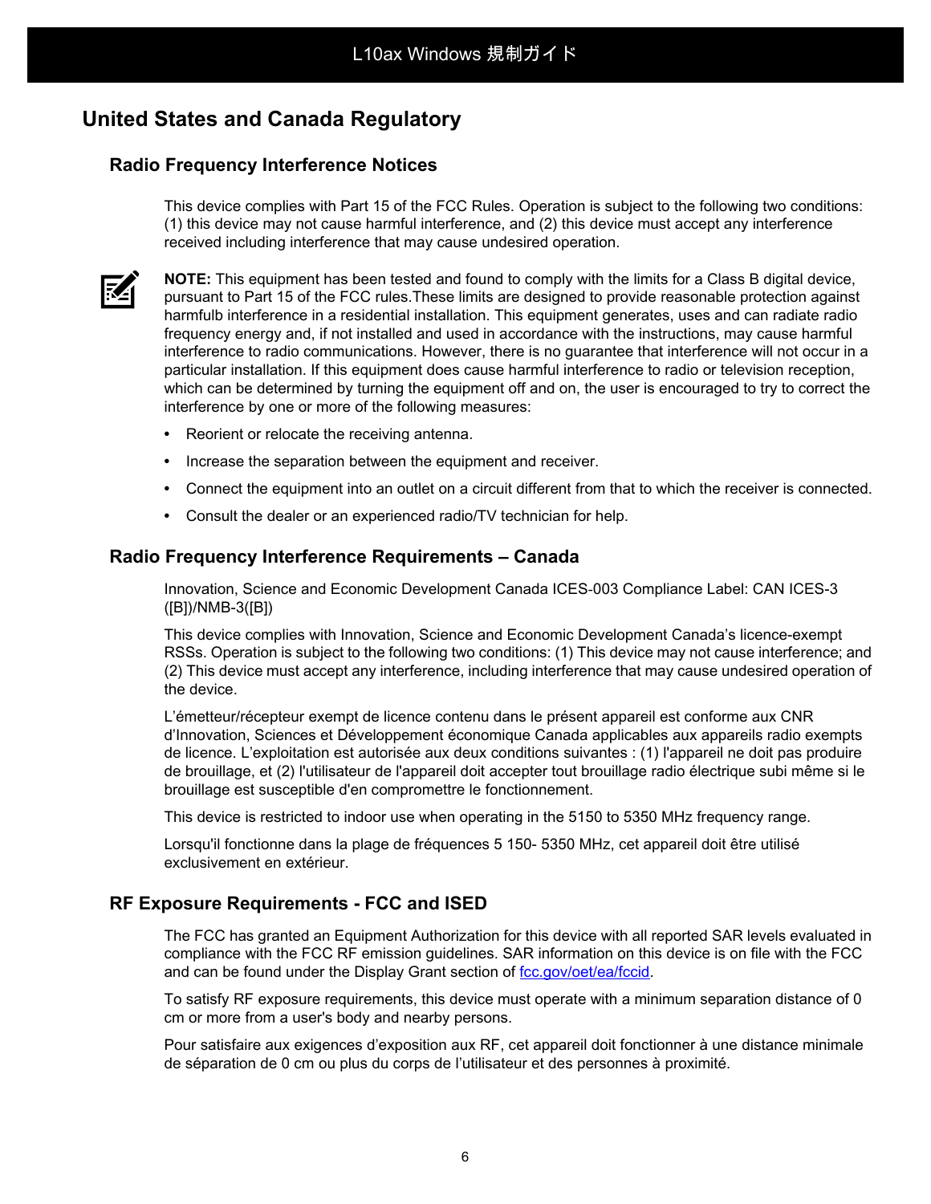# United States and Canada Regulatory

## Radio Frequency Interference Notices

This device complies with Part 15 of the FCC Rules. Operation is subject to the following two conditions: (1) this device may not cause harmful interference, and (2) this device must accept any interference received including interference that may cause undesired operation.

**NOTE:** This equipment has been tested and found to comply with the limits for a Class B digital device, pursuant to Part 15 of the FCC rules.These limits are designed to provide reasonable protection against harmfulb interference in a residential installation. This equipment generates, uses and can radiate radio frequency energy and, if not installed and used in accordance with the instructions, may cause harmful interference to radio communications. However, there is no guarantee that interference will not occur in a particular installation. If this equipment does cause harmful interference to radio or television reception, which can be determined by turning the equipment off and on, the user is encouraged to try to correct the interference by one or more of the following measures:

- Reorient or relocate the receiving antenna.
- Increase the separation between the equipment and receiver.
- Connect the equipment into an outlet on a circuit different from that to which the receiver is connected.
- Consult the dealer or an experienced radio/TV technician for help.

## Radio Frequency Interference Requirements – Canada

Innovation, Science and Economic Development Canada ICES-003 Compliance Label: CAN ICES-3 ([B])/NMB-3([B])

This device complies with Innovation, Science and Economic Development Canada's licence-exempt RSSs. Operation is subject to the following two conditions: (1) This device may not cause interference; and (2) This device must accept any interference, including interference that may cause undesired operation of the device.

L'émetteur/récepteur exempt de licence contenu dans le présent appareil est conforme aux CNR d'Innovation, Sciences et Développement économique Canada applicables aux appareils radio exempts de licence. L'exploitation est autorisée aux deux conditions suivantes : (1) l'appareil ne doit pas produire de brouillage, et (2) l'utilisateur de l'appareil doit accepter tout brouillage radio électrique subi même si le brouillage est susceptible d'en compromettre le fonctionnement.

This device is restricted to indoor use when operating in the 5150 to 5350 MHz frequency range.

Lorsqu'il fonctionne dans la plage de fréquences 5 150- 5350 MHz, cet appareil doit être utilisé exclusivement en extérieur.

## RF Exposure Requirements - FCC and ISED

The FCC has granted an Equipment Authorization for this device with all reported SAR levels evaluated in compliance with the FCC RF emission guidelines. SAR information on this device is on file with the FCC and can be found under the Display Grant section of fcc.gov/oet/ea/fccid.

To satisfy RF exposure requirements, this device must operate with a minimum separation distance of 0 cm or more from a user's body and nearby persons.

Pour satisfaire aux exigences d'exposition aux RF, cet appareil doit fonctionner à une distance minimale de séparation de 0 cm ou plus du corps de l'utilisateur et des personnes à proximité.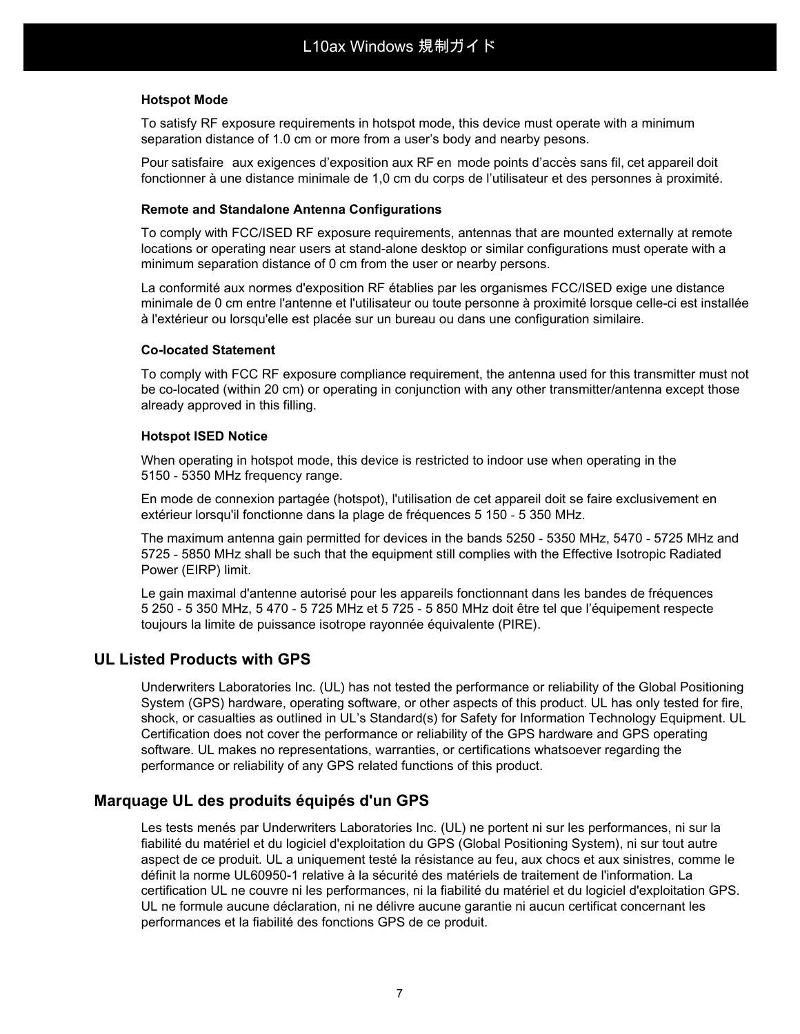### Hotspot Mode

To satisfy RF exposure requirements in hotspot mode, this device must operate with a minimum separation distance of 1.0 cm or more from a user’s body and nearby pesons.

Pour satisfaire aux exigences d’exposition aux RF en mode points d’accès sans fil, cet appareil doit fonctionner à une distance minimale de 1,0 cm du corps de l’utilisateur et des personnes à proximité.

### Remote and Standalone Antenna Configurations

To comply with FCC/ISED RF exposure requirements, antennas that are mounted externally at remote locations or operating near users at stand-alone desktop or similar configurations must operate with a minimum separation distance of 0 cm from the user or nearby persons.

La conformité aux normes d'exposition RF établies par les organismes FCC/ISED exige une distance minimale de 0 cm entre l'antenne et l'utilisateur ou toute personne à proximité lorsque celle-ci est installée à l'extérieur ou lorsqu'elle est placée sur un bureau ou dans une configuration similaire.

### Co-located Statement

To comply with FCC RF exposure compliance requirement, the antenna used for this transmitter must not be co-located (within 20 cm) or operating in conjunction with any other transmitter/antenna except those already approved in this filling.

### Hotspot ISED Notice

When operating in hotspot mode, this device is restricted to indoor use when operating in the 5150 - 5350 MHz frequency range.

En mode de connexion partagée (hotspot), l'utilisation de cet appareil doit se faire exclusivement en extérieur lorsqu'il fonctionne dans la plage de fréquences 5 150 - 5 350 MHz.

The maximum antenna gain permitted for devices in the bands 5250 - 5350 MHz, 5470 - 5725 MHz and 5725 - 5850 MHz shall be such that the equipment still complies with the Effective Isotropic Radiated Power (EIRP) limit.

Le gain maximal d'antenne autorisé pour les appareils fonctionnant dans les bandes de fréquences 5 250 - 5 350 MHz, 5 470 - 5 725 MHz et 5 725 - 5 850 MHz doit être tel que l’équipement respecte toujours la limite de puissance isotrope rayonnée équivalente (PIRE).

## UL Listed Products with GPS

Underwriters Laboratories Inc. (UL) has not tested the performance or reliability of the Global Positioning System (GPS) hardware, operating software, or other aspects of this product. UL has only tested for fire, shock, or casualties as outlined in UL’s Standard(s) for Safety for Information Technology Equipment. UL Certification does not cover the performance or reliability of the GPS hardware and GPS operating software. UL makes no representations, warranties, or certifications whatsoever regarding the performance or reliability of any GPS related functions of this product.

## Marquage UL des produits équipés d'un GPS

Les tests menés par Underwriters Laboratories Inc. (UL) ne portent ni sur les performances, ni sur la fiabilité du matériel et du logiciel d'exploitation du GPS (Global Positioning System), ni sur tout autre aspect de ce produit. UL a uniquement testé la résistance au feu, aux chocs et aux sinistres, comme le définit la norme UL60950-1 relative à la sécurité des matériels de traitement de l'information. La certification UL ne couvre ni les performances, ni la fiabilité du matériel et du logiciel d'exploitation GPS. UL ne formule aucune déclaration, ni ne délivre aucune garantie ni aucun certificat concernant les performances et la fiabilité des fonctions GPS de ce produit.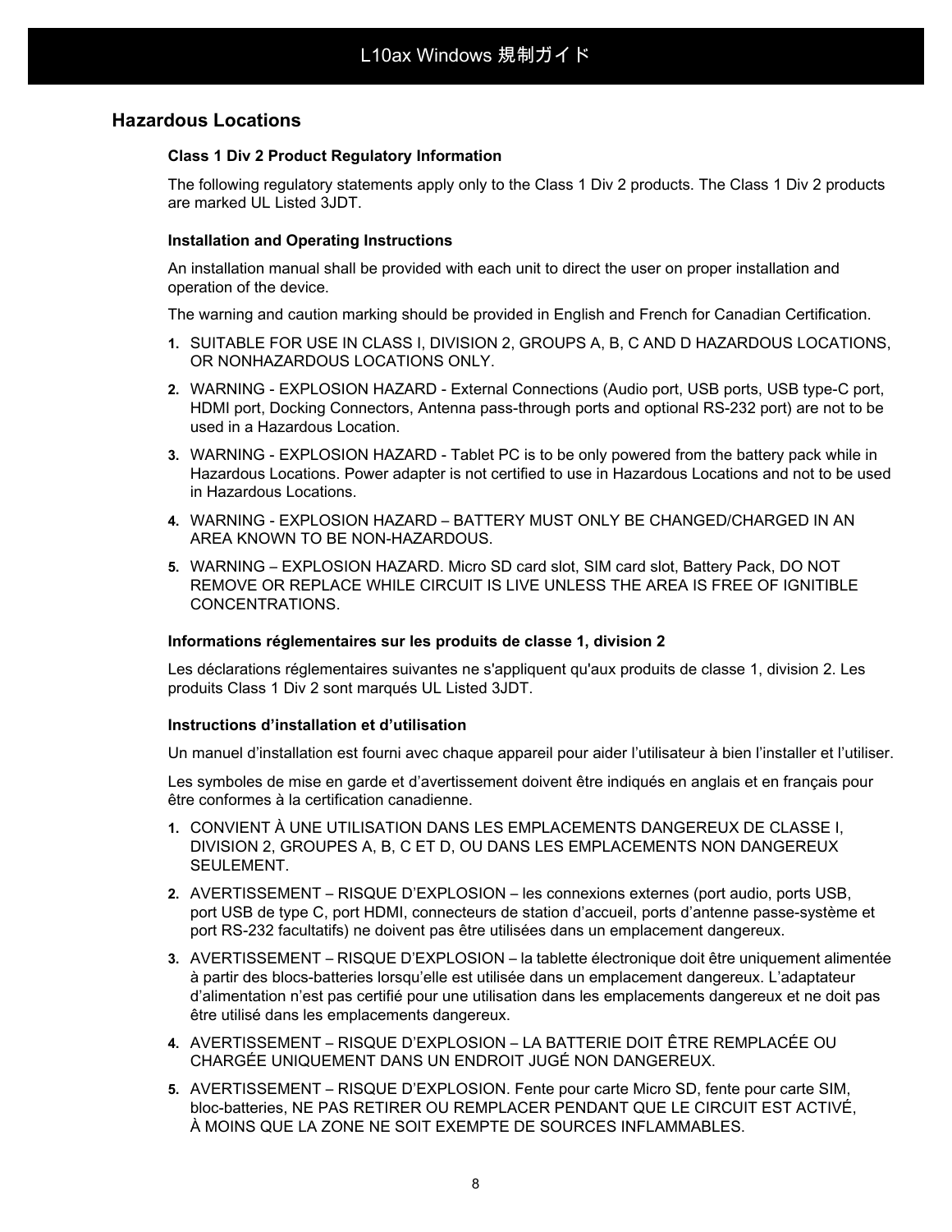## Hazardous Locations

### Class 1 Div 2 Product Regulatory Information

The following regulatory statements apply only to the Class 1 Div 2 products. The Class 1 Div 2 products are marked UL Listed 3JDT.

### Installation and Operating Instructions

An installation manual shall be provided with each unit to direct the user on proper installation and operation of the device.

The warning and caution marking should be provided in English and French for Canadian Certification.

1. SUITABLE FOR USE IN CLASS I, DIVISION 2, GROUPS A, B, C AND D HAZARDOUS LOCATIONS, OR NONHAZARDOUS LOCATIONS ONLY.
2. WARNING - EXPLOSION HAZARD - External Connections (Audio port, USB ports, USB type-C port, HDMI port, Docking Connectors, Antenna pass-through ports and optional RS-232 port) are not to be used in a Hazardous Location.
3. WARNING - EXPLOSION HAZARD - Tablet PC is to be only powered from the battery pack while in Hazardous Locations. Power adapter is not certified to use in Hazardous Locations and not to be used in Hazardous Locations.
4. WARNING - EXPLOSION HAZARD – BATTERY MUST ONLY BE CHANGED/CHARGED IN AN AREA KNOWN TO BE NON-HAZARDOUS.
5. WARNING – EXPLOSION HAZARD. Micro SD card slot, SIM card slot, Battery Pack, DO NOT REMOVE OR REPLACE WHILE CIRCUIT IS LIVE UNLESS THE AREA IS FREE OF IGNITIBLE CONCENTRATIONS.

### Informations réglementaires sur les produits de classe 1, division 2

Les déclarations réglementaires suivantes ne s'appliquent qu'aux produits de classe 1, division 2. Les produits Class 1 Div 2 sont marqués UL Listed 3JDT.

### Instructions d’installation et d’utilisation

Un manuel d’installation est fourni avec chaque appareil pour aider l’utilisateur à bien l’installer et l’utiliser.

Les symboles de mise en garde et d’avertissement doivent être indiqués en anglais et en français pour être conformes à la certification canadienne.

1. CONVIENT À UNE UTILISATION DANS LES EMPLACEMENTS DANGEREUX DE CLASSE I, DIVISION 2, GROUPES A, B, C ET D, OU DANS LES EMPLACEMENTS NON DANGEREUX SEULEMENT.
2. AVERTISSEMENT – RISQUE D’EXPLOSION – les connexions externes (port audio, ports USB, port USB de type C, port HDMI, connecteurs de station d’accueil, ports d’antenne passe-système et port RS-232 facultatifs) ne doivent pas être utilisées dans un emplacement dangereux.
3. AVERTISSEMENT – RISQUE D’EXPLOSION – la tablette électronique doit être uniquement alimentée à partir des blocs-batteries lorsqu’elle est utilisée dans un emplacement dangereux. L’adaptateur d’alimentation n’est pas certifié pour une utilisation dans les emplacements dangereux et ne doit pas être utilisé dans les emplacements dangereux.
4. AVERTISSEMENT – RISQUE D’EXPLOSION – LA BATTERIE DOIT ÊTRE REMPLACÉE OU CHARGÉE UNIQUEMENT DANS UN ENDROIT JUGÉ NON DANGEREUX.
5. AVERTISSEMENT – RISQUE D’EXPLOSION. Fente pour carte Micro SD, fente pour carte SIM, bloc-batteries, NE PAS RETIRER OU REMPLACER PENDANT QUE LE CIRCUIT EST ACTIVÉ, À MOINS QUE LA ZONE NE SOIT EXEMPTE DE SOURCES INFLAMMABLES.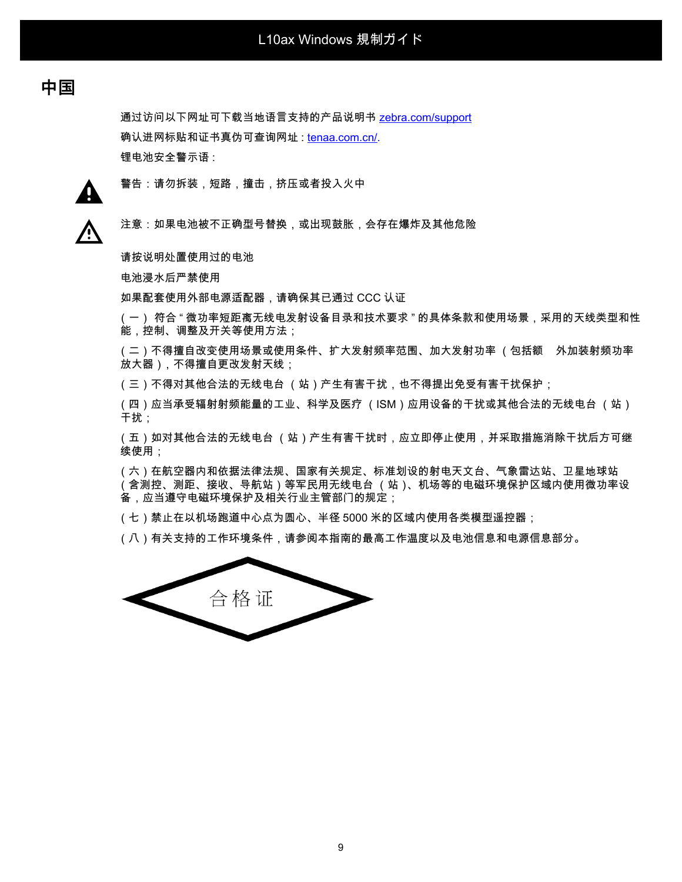# 中国

通过访问以下网址可下载当地语言支持的产品说明书 [zebra.com/support](zebra.com/support)

确认进网标贴和证书真伪可查询网址 : [tenaa.com.cn/](tenaa.com.cn/).

锂电池安全警示语 :

警告 : 请勿拆装，短路，撞击，挤压或者投入火中

注意 : 如果电池被不正确型号替换，或出现鼓胀，会存在爆炸及其他危险

请按说明处置使用过的电池

电池浸水后严禁使用

如果配套使用外部电源适配器，请确保其已通过 CCC 认证

（一） 符合 " 微功率短距离无线电发射设备目录和技术要求 " 的具体条款和使用场景，采用的天线类型和性能，控制、调整及开关等使用方法；

（二）不得擅自改变使用场景或使用条件、扩大发射频率范围、加大发射功率 （包括额　外加装射频功率放大器），不得擅自更改发射天线；

（三）不得对其他合法的无线电台 （站）产生有害干扰，也不得提出免受有害干扰保护；

（四）应当承受辐射射频能量的工业、科学及医疗 （ISM）应用设备的干扰或其他合法的无线电台 （站）干扰；

（五）如对其他合法的无线电台 （站）产生有害干扰时，应立即停止使用，并采取措施消除干扰后方可继续使用；

（六）在航空器内和依据法律法规、国家有关规定、标准划设的射电天文台、气象雷达站、卫星地球站（含测控、测距、接收、导航站）等军民用无线电台 （站）、机场等的电磁环境保护区域内使用微功率设备，应当遵守电磁环境保护及相关行业主管部门的规定；

（七）禁止在以机场跑道中心点为圆心、半径 5000 米的区域内使用各类模型遥控器；

（八）有关支持的工作环境条件，请参阅本指南的最高工作温度以及电池信息和电源信息部分。

合格证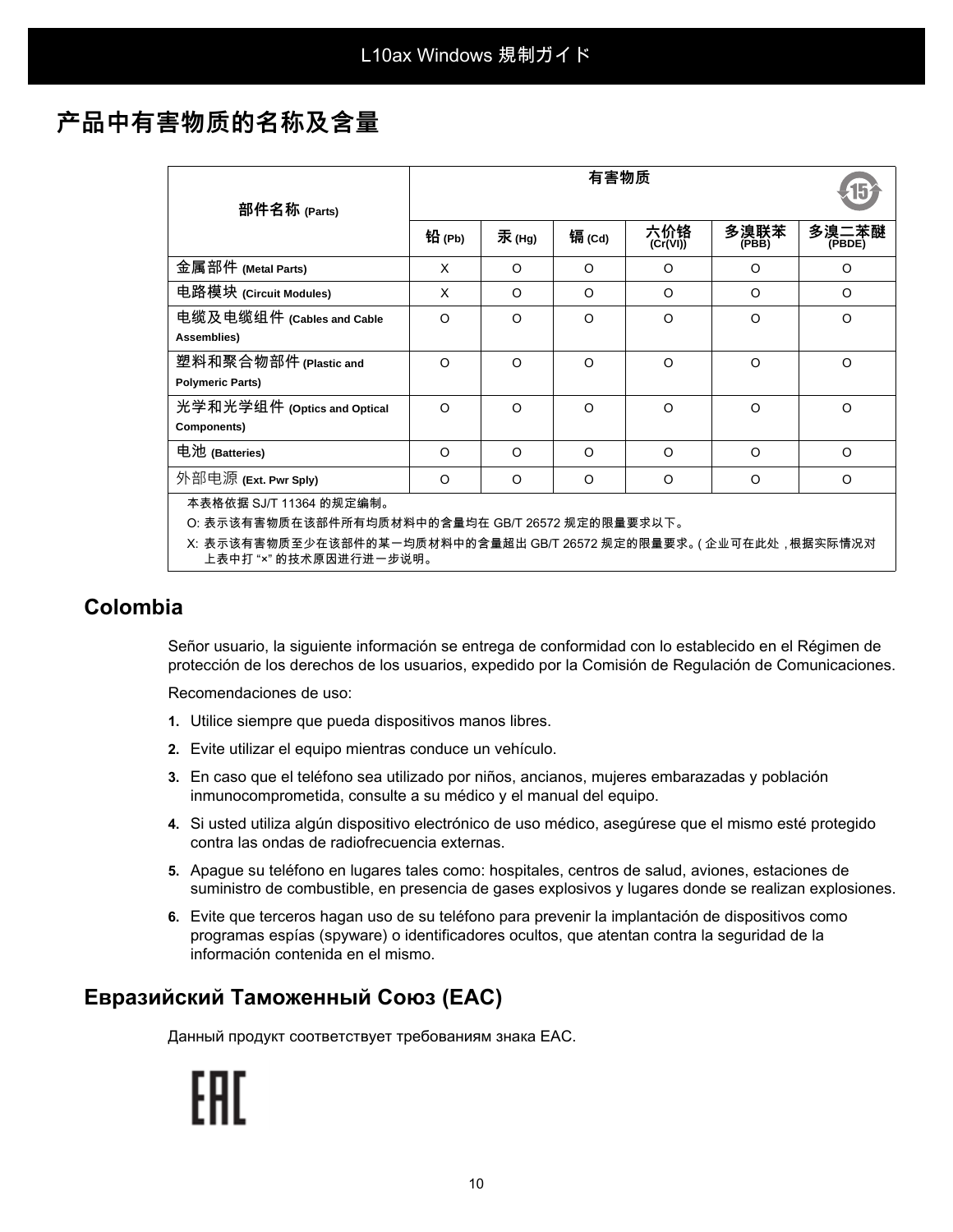# 产品中有害物质的名称及含量

| 部件名称 (Parts) | 有害物质 | | | | | |
|---|---|---|---|---|---|---|
| | 铅 (Pb) | 汞 (Hg) | 镉 (Cd) | 六价铬 (Cr(VI)) | 多溴联苯 (PBB) | 多溴二苯醚 (PBDE) |
| 金属部件 (Metal Parts) | X | O | O | O | O | O |
| 电路模块 (Circuit Modules) | X | O | O | O | O | O |
| 电缆及电缆组件 (Cables and Cable Assemblies) | O | O | O | O | O | O |
| 塑料和聚合物部件 (Plastic and Polymeric Parts) | O | O | O | O | O | O |
| 光学和光学组件 (Optics and Optical Components) | O | O | O | O | O | O |
| 电池 (Batteries) | O | O | O | O | O | O |
| 外部电源 (Ext. Pwr Sply) | O | O | O | O | O | O |

本表格依据 SJ/T 11364 的规定编制。

O: 表示该有害物质在该部件所有均质材料中的含量均在 GB/T 26572 规定的限量要求以下。

X: 表示该有害物质至少在该部件的某一均质材料中的含量超出 GB/T 26572 规定的限量要求。( 企业可在此处 , 根据实际情况对上表中打 "×" 的技术原因进行进一步说明。

## Colombia

Señor usuario, la siguiente información se entrega de conformidad con lo establecido en el Régimen de protección de los derechos de los usuarios, expedido por la Comisión de Regulación de Comunicaciones.

Recomendaciones de uso:

1. Utilice siempre que pueda dispositivos manos libres.
2. Evite utilizar el equipo mientras conduce un vehículo.
3. En caso que el teléfono sea utilizado por niños, ancianos, mujeres embarazadas y población inmunocomprometida, consulte a su médico y el manual del equipo.
4. Si usted utiliza algún dispositivo electrónico de uso médico, asegúrese que el mismo esté protegido contra las ondas de radiofrecuencia externas.
5. Apague su teléfono en lugares tales como: hospitales, centros de salud, aviones, estaciones de suministro de combustible, en presencia de gases explosivos y lugares donde se realizan explosiones.
6. Evite que terceros hagan uso de su teléfono para prevenir la implantación de dispositivos como programas espías (spyware) o identificadores ocultos, que atentan contra la seguridad de la información contenida en el mismo.

## Евразийский Таможенный Союз (EAC)

Данный продукт соответствует требованиям знака EAC.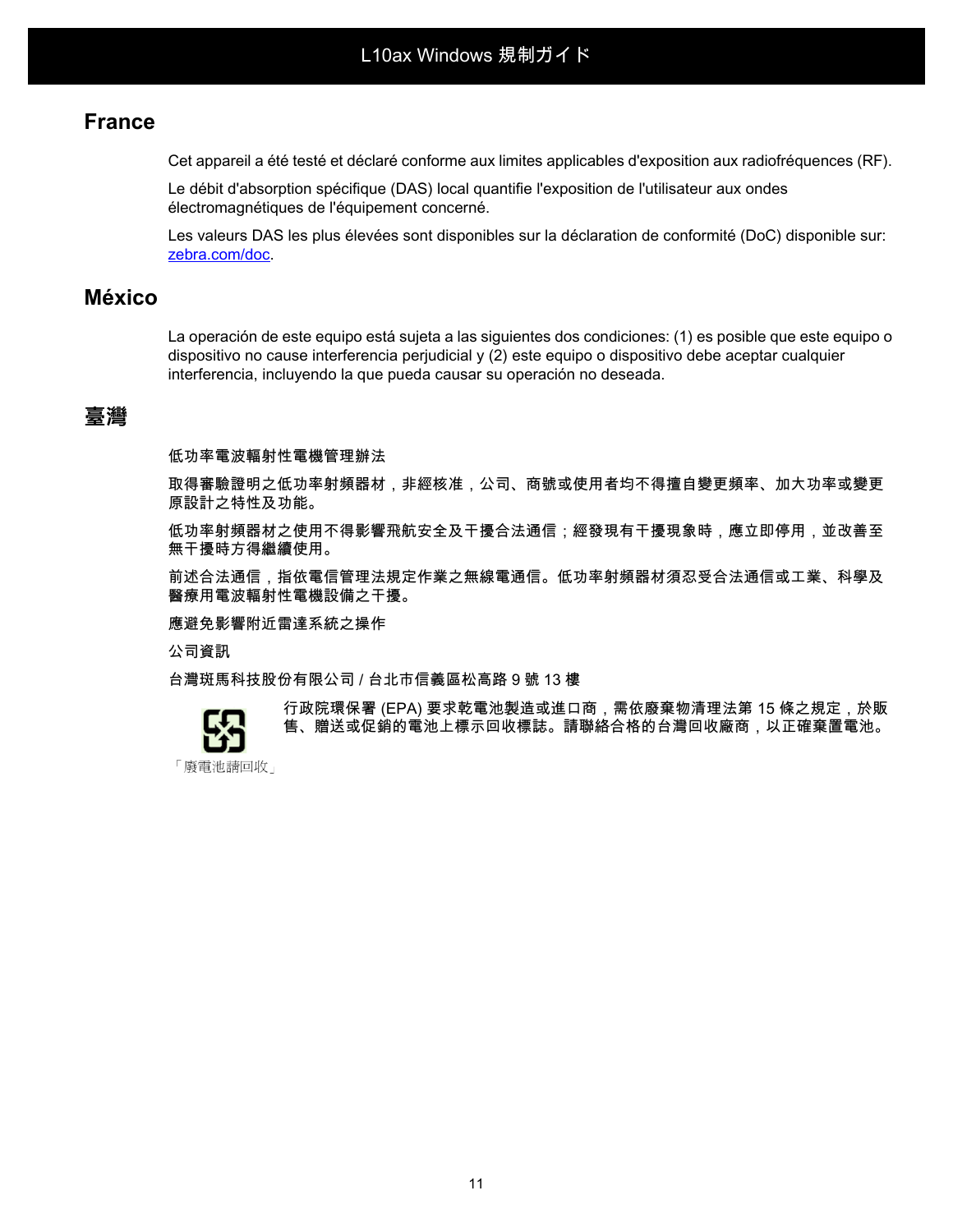## France

Cet appareil a été testé et déclaré conforme aux limites applicables d'exposition aux radiofréquences (RF).

Le débit d'absorption spécifique (DAS) local quantifie l'exposition de l'utilisateur aux ondes électromagnétiques de l'équipement concerné.

Les valeurs DAS les plus élevées sont disponibles sur la déclaration de conformité (DoC) disponible sur: zebra.com/doc.

## México

La operación de este equipo está sujeta a las siguientes dos condiciones: (1) es posible que este equipo o dispositivo no cause interferencia perjudicial y (2) este equipo o dispositivo debe aceptar cualquier interferencia, incluyendo la que pueda causar su operación no deseada.

## 臺灣

低功率電波輻射性電機管理辦法

取得審驗證明之低功率射頻器材，非經核准，公司、商號或使用者均不得擅自變更頻率、加大功率或變更原設計之特性及功能。

低功率射頻器材之使用不得影響飛航安全及干擾合法通信；經發現有干擾現象時，應立即停用，並改善至無干擾時方得繼續使用。

前述合法通信，指依電信管理法規定作業之無線電通信。低功率射頻器材須忍受合法通信或工業、科學及醫療用電波輻射性電機設備之干擾。

應避免影響附近雷達系統之操作

公司資訊

台灣斑馬科技股份有限公司 / 台北市信義區松高路 9 號 13 樓

行政院環保署 (EPA) 要求乾電池製造或進口商，需依廢棄物清理法第 15 條之規定，於販售、贈送或促銷的電池上標示回收標誌。請聯絡合格的台灣回收廠商，以正確棄置電池。

「廢電池請回收」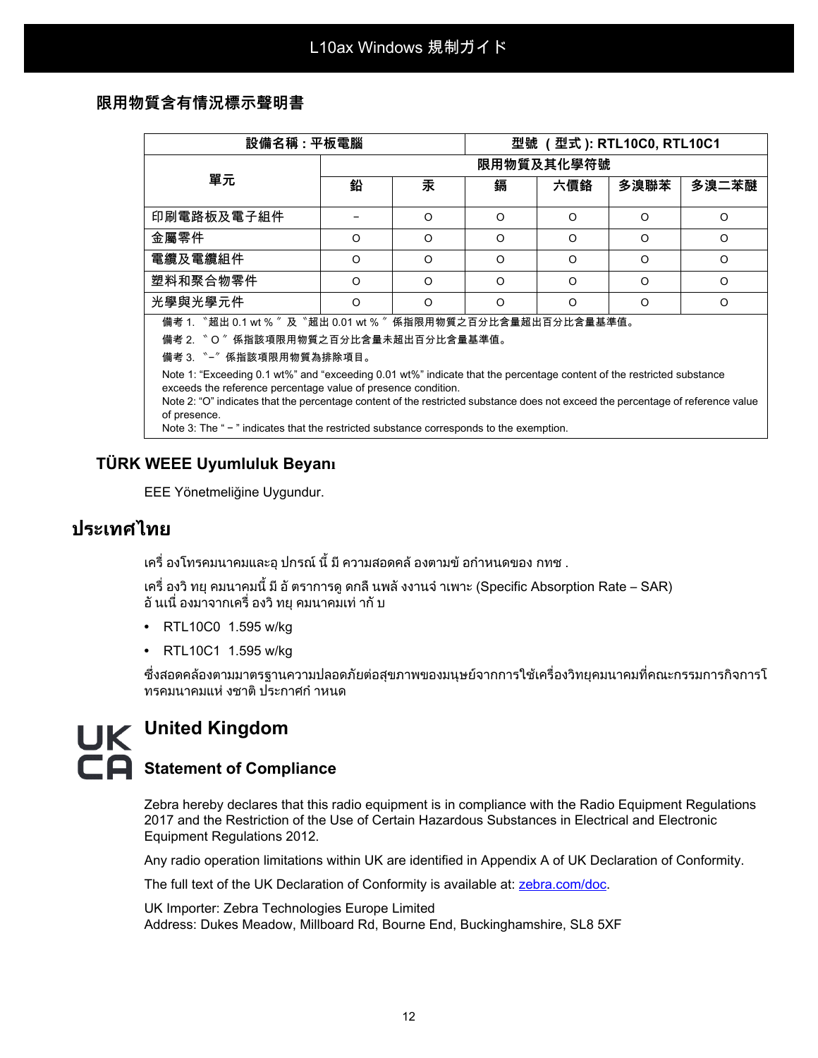## 限用物質含有情況標示聲明書

| 設備名稱：平板電腦 | | | 型號 （型式）: RTL10C0, RTL10C1 | | | |
|---|---|---|---|---|---|---|
| 單元 | 限用物質及其化學符號 | | | | | |
| | 鉛 | 汞 | 鎘 | 六價鉻 | 多溴聯苯 | 多溴二苯醚 |
| 印刷電路板及電子組件 | − | O | O | O | O | O |
| 金屬零件 | O | O | O | O | O | O |
| 電纜及電纜組件 | O | O | O | O | O | O |
| 塑料和聚合物零件 | O | O | O | O | O | O |
| 光學與光學元件 | O | O | O | O | O | O |

備考 1. 〝超出 0.1 wt %〞及〝超出 0.01 wt %〞係指限用物質之百分比含量超出百分比含量基準值。

備考 2. 〝O〞係指該項限用物質之百分比含量未超出百分比含量基準值。

備考 3. 〝−〞係指該項限用物質為排除項目。

Note 1: "Exceeding 0.1 wt%" and "exceeding 0.01 wt%" indicate that the percentage content of the restricted substance exceeds the reference percentage value of presence condition.
Note 2: "O" indicates that the percentage content of the restricted substance does not exceed the percentage of reference value of presence.
Note 3: The " − " indicates that the restricted substance corresponds to the exemption.

## TÜRK WEEE Uyumluluk Beyanı

EEE Yönetmeliğine Uygundur.

# ประเทศไทย

เครื่ องโทรคมนาคมและอุ ปกรณ์ นี้ มี ความสอดคล้ องตามข้ อกำหนดของ กทช .

เครื่ องวิ ทยุ คมนาคมนี้ มี อั ตราการดู ดกลื นพลั งงานจำ เพาะ (Specific Absorption Rate – SAR)
อั นเนื่ องมาจากเครื่ องวิ ทยุ คมนาคมเท่ ากั บ

- RTL10C0 1.595 w/kg
- RTL10C1 1.595 w/kg

ซึ่งสอดคล้องตามมาตรฐานความปลอดภัยต่อสุขภาพของมนุษย์จากการใช้เครื่องวิทยุคมนาคมที่คณะกรรมการกิจการโทรคมนาคมแห่ งชาติ ประกาศกำ หนด

## United Kingdom

### Statement of Compliance

Zebra hereby declares that this radio equipment is in compliance with the Radio Equipment Regulations 2017 and the Restriction of the Use of Certain Hazardous Substances in Electrical and Electronic Equipment Regulations 2012.

Any radio operation limitations within UK are identified in Appendix A of UK Declaration of Conformity.

The full text of the UK Declaration of Conformity is available at: zebra.com/doc.

UK Importer: Zebra Technologies Europe Limited
Address: Dukes Meadow, Millboard Rd, Bourne End, Buckinghamshire, SL8 5XF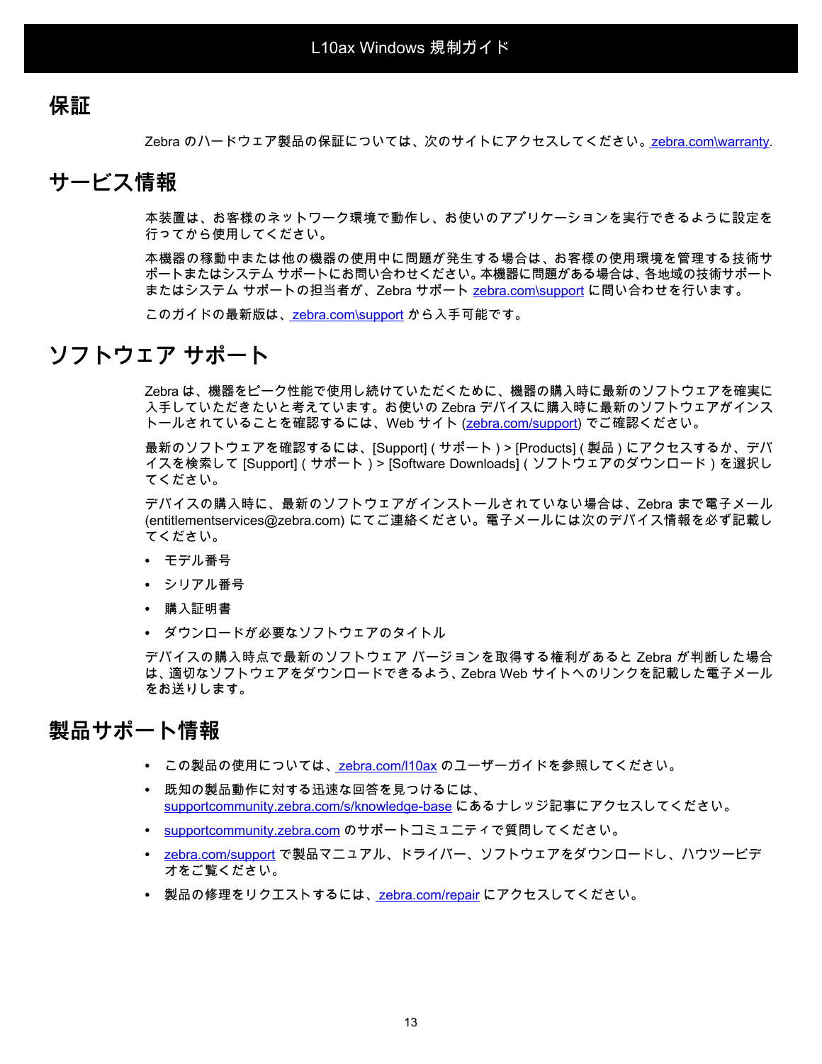## 保証

Zebra のハードウェア製品の保証については、次のサイトにアクセスしてください。zebra.com\warranty.

## サービス情報

本装置は、お客様のネットワーク環境で動作し、お使いのアプリケーションを実行できるように設定を行ってから使用してください。

本機器の稼動中または他の機器の使用中に問題が発生する場合は、お客様の使用環境を管理する技術サポートまたはシステム サポートにお問い合わせください。本機器に問題がある場合は、各地域の技術サポートまたはシステム サポートの担当者が、Zebra サポート zebra.com\support に問い合わせを行います。

このガイドの最新版は、zebra.com\support から入手可能です。

## ソフトウェア サポート

Zebra は、機器をピーク性能で使用し続けていただくために、機器の購入時に最新のソフトウェアを確実に入手していただきたいと考えています。お使いの Zebra デバイスに購入時に最新のソフトウェアがインストールされていることを確認するには、Web サイト (zebra.com/support) でご確認ください。

最新のソフトウェアを確認するには、[Support] ( サポート ) > [Products] ( 製品 ) にアクセスするか、デバイスを検索して [Support] ( サポート ) > [Software Downloads] ( ソフトウェアのダウンロード ) を選択してください。

デバイスの購入時に、最新のソフトウェアがインストールされていない場合は、Zebra まで電子メール (entitlementservices@zebra.com) にてご連絡ください。電子メールには次のデバイス情報を必ず記載してください。

- モデル番号
- シリアル番号
- 購入証明書
- ダウンロードが必要なソフトウェアのタイトル

デバイスの購入時点で最新のソフトウェア バージョンを取得する権利があると Zebra が判断した場合は、適切なソフトウェアをダウンロードできるよう、Zebra Web サイトへのリンクを記載した電子メールをお送りします。

## 製品サポート情報

- この製品の使用については、zebra.com/l10ax のユーザーガイドを参照してください。
- 既知の製品動作に対する迅速な回答を見つけるには、supportcommunity.zebra.com/s/knowledge-base にあるナレッジ記事にアクセスしてください。
- supportcommunity.zebra.com のサポートコミュニティで質問してください。
- zebra.com/support で製品マニュアル、ドライバー、ソフトウェアをダウンロードし、ハウツービデオをご覧ください。
- 製品の修理をリクエストするには、zebra.com/repair にアクセスしてください。